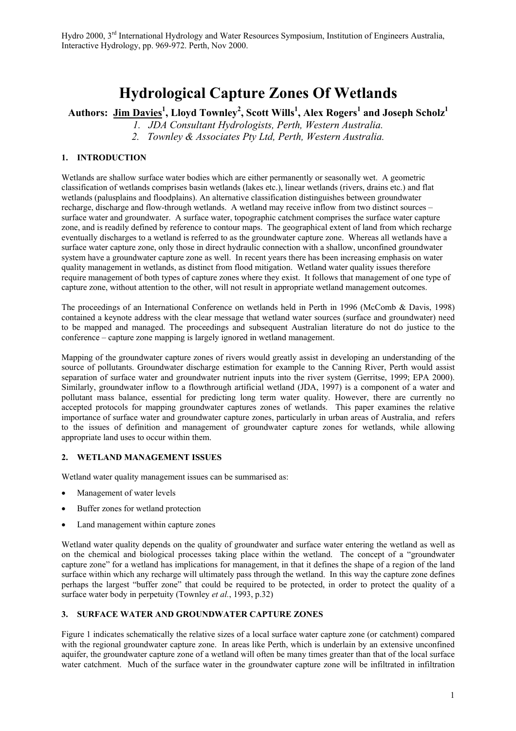Hydro 2000, 3rd International Hydrology and Water Resources Symposium, Institution of Engineers Australia, Interactive Hydrology, pp. 969-972. Perth, Nov 2000.

# Hydrological Capture Zones Of Wetlands

**Authors: Jim Davies[1], Lloyd Townley[2], Scott Wills[1], Alex Rogers[1] and Joseph Scholz[1]**

*1. JDA Consultant Hydrologists, Perth, Western Australia.*

*2. Townley & Associates Pty Ltd, Perth, Western Australia.*

## 1. INTRODUCTION

Wetlands are shallow surface water bodies which are either permanently or seasonally wet. A geometric classification of wetlands comprises basin wetlands (lakes etc.), linear wetlands (rivers, drains etc.) and flat wetlands (palusplains and floodplains). An alternative classification distinguishes between groundwater recharge, discharge and flow-through wetlands. A wetland may receive inflow from two distinct sources – surface water and groundwater. A surface water, topographic catchment comprises the surface water capture zone, and is readily defined by reference to contour maps. The geographical extent of land from which recharge eventually discharges to a wetland is referred to as the groundwater capture zone. Whereas all wetlands have a surface water capture zone, only those in direct hydraulic connection with a shallow, unconfined groundwater system have a groundwater capture zone as well. In recent years there has been increasing emphasis on water quality management in wetlands, as distinct from flood mitigation. Wetland water quality issues therefore require management of both types of capture zones where they exist. It follows that management of one type of capture zone, without attention to the other, will not result in appropriate wetland management outcomes.

The proceedings of an International Conference on wetlands held in Perth in 1996 (McComb & Davis, 1998) contained a keynote address with the clear message that wetland water sources (surface and groundwater) need to be mapped and managed. The proceedings and subsequent Australian literature do not do justice to the conference – capture zone mapping is largely ignored in wetland management.

Mapping of the groundwater capture zones of rivers would greatly assist in developing an understanding of the source of pollutants. Groundwater discharge estimation for example to the Canning River, Perth would assist separation of surface water and groundwater nutrient inputs into the river system (Gerritse, 1999; EPA 2000). Similarly, groundwater inflow to a flowthrough artificial wetland (JDA, 1997) is a component of a water and pollutant mass balance, essential for predicting long term water quality. However, there are currently no accepted protocols for mapping groundwater captures zones of wetlands. This paper examines the relative importance of surface water and groundwater capture zones, particularly in urban areas of Australia, and refers to the issues of definition and management of groundwater capture zones for wetlands, while allowing appropriate land uses to occur within them.

## 2. WETLAND MANAGEMENT ISSUES

Wetland water quality management issues can be summarised as:

- Management of water levels
- Buffer zones for wetland protection
- Land management within capture zones

Wetland water quality depends on the quality of groundwater and surface water entering the wetland as well as on the chemical and biological processes taking place within the wetland. The concept of a "groundwater capture zone" for a wetland has implications for management, in that it defines the shape of a region of the land surface within which any recharge will ultimately pass through the wetland. In this way the capture zone defines perhaps the largest "buffer zone" that could be required to be protected, in order to protect the quality of a surface water body in perpetuity (Townley *et al.*, 1993, p.32)

## 3. SURFACE WATER AND GROUNDWATER CAPTURE ZONES

Figure 1 indicates schematically the relative sizes of a local surface water capture zone (or catchment) compared with the regional groundwater capture zone. In areas like Perth, which is underlain by an extensive unconfined aquifer, the groundwater capture zone of a wetland will often be many times greater than that of the local surface water catchment. Much of the surface water in the groundwater capture zone will be infiltrated in infiltration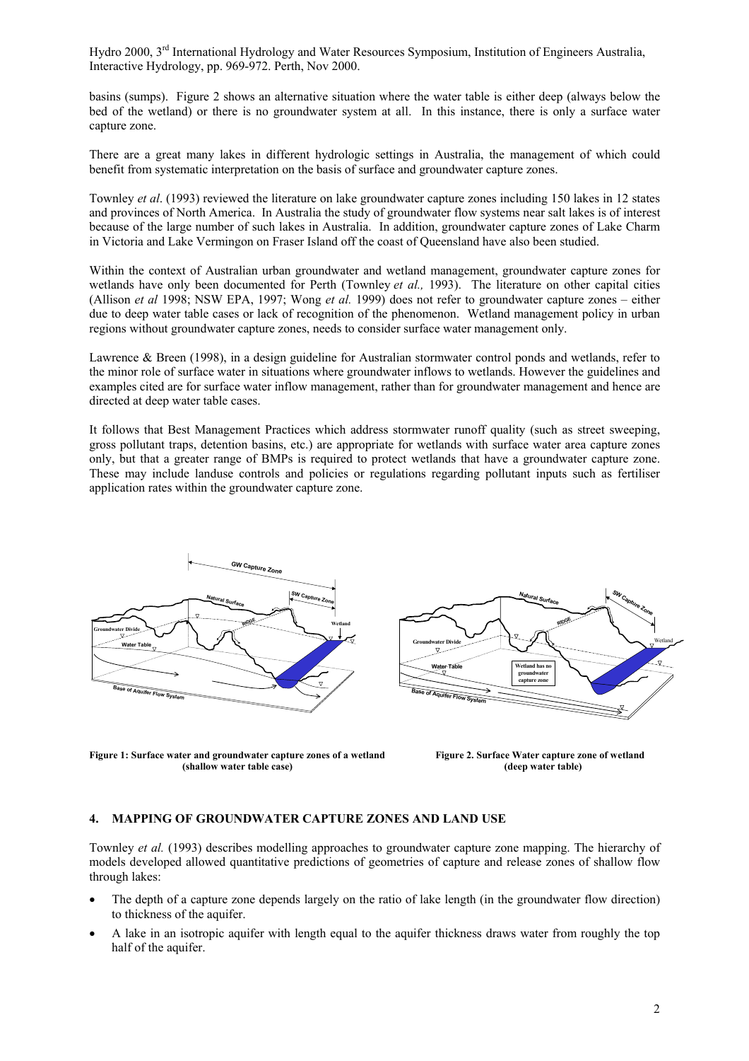basins (sumps). Figure 2 shows an alternative situation where the water table is either deep (always below the bed of the wetland) or there is no groundwater system at all. In this instance, there is only a surface water capture zone.

There are a great many lakes in different hydrologic settings in Australia, the management of which could benefit from systematic interpretation on the basis of surface and groundwater capture zones.

Townley *et al*. (1993) reviewed the literature on lake groundwater capture zones including 150 lakes in 12 states and provinces of North America. In Australia the study of groundwater flow systems near salt lakes is of interest because of the large number of such lakes in Australia. In addition, groundwater capture zones of Lake Charm in Victoria and Lake Vermingon on Fraser Island off the coast of Queensland have also been studied.

Within the context of Australian urban groundwater and wetland management, groundwater capture zones for wetlands have only been documented for Perth (Townley *et al.,* 1993). The literature on other capital cities (Allison *et al* 1998; NSW EPA, 1997; Wong *et al.* 1999) does not refer to groundwater capture zones – either due to deep water table cases or lack of recognition of the phenomenon. Wetland management policy in urban regions without groundwater capture zones, needs to consider surface water management only.

Lawrence & Breen (1998), in a design guideline for Australian stormwater control ponds and wetlands, refer to the minor role of surface water in situations where groundwater inflows to wetlands. However the guidelines and examples cited are for surface water inflow management, rather than for groundwater management and hence are directed at deep water table cases.

It follows that Best Management Practices which address stormwater runoff quality (such as street sweeping, gross pollutant traps, detention basins, etc.) are appropriate for wetlands with surface water area capture zones only, but that a greater range of BMPs is required to protect wetlands that have a groundwater capture zone. These may include landuse controls and policies or regulations regarding pollutant inputs such as fertiliser application rates within the groundwater capture zone.

**Figure 1: Surface water and groundwater capture zones of a wetland (shallow water table case)**

**Figure 2. Surface Water capture zone of wetland (deep water table)**

## 4. MAPPING OF GROUNDWATER CAPTURE ZONES AND LAND USE

Townley *et al.* (1993) describes modelling approaches to groundwater capture zone mapping. The hierarchy of models developed allowed quantitative predictions of geometries of capture and release zones of shallow flow through lakes:

- The depth of a capture zone depends largely on the ratio of lake length (in the groundwater flow direction) to thickness of the aquifer.
- A lake in an isotropic aquifer with length equal to the aquifer thickness draws water from roughly the top half of the aquifer.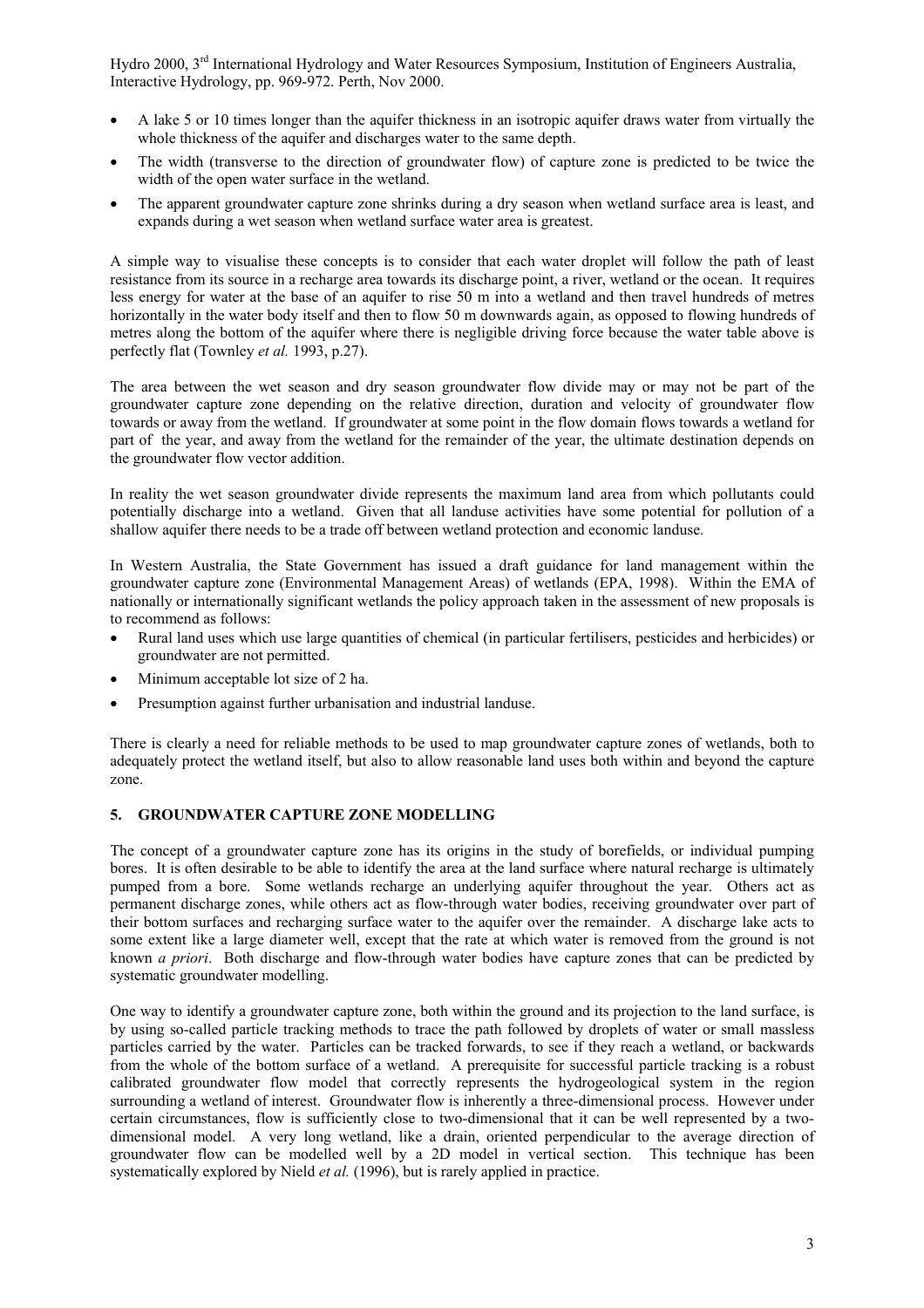- A lake 5 or 10 times longer than the aquifer thickness in an isotropic aquifer draws water from virtually the whole thickness of the aquifer and discharges water to the same depth.
- The width (transverse to the direction of groundwater flow) of capture zone is predicted to be twice the width of the open water surface in the wetland.
- The apparent groundwater capture zone shrinks during a dry season when wetland surface area is least, and expands during a wet season when wetland surface water area is greatest.

A simple way to visualise these concepts is to consider that each water droplet will follow the path of least resistance from its source in a recharge area towards its discharge point, a river, wetland or the ocean. It requires less energy for water at the base of an aquifer to rise 50 m into a wetland and then travel hundreds of metres horizontally in the water body itself and then to flow 50 m downwards again, as opposed to flowing hundreds of metres along the bottom of the aquifer where there is negligible driving force because the water table above is perfectly flat (Townley *et al.* 1993, p.27).

The area between the wet season and dry season groundwater flow divide may or may not be part of the groundwater capture zone depending on the relative direction, duration and velocity of groundwater flow towards or away from the wetland. If groundwater at some point in the flow domain flows towards a wetland for part of the year, and away from the wetland for the remainder of the year, the ultimate destination depends on the groundwater flow vector addition.

In reality the wet season groundwater divide represents the maximum land area from which pollutants could potentially discharge into a wetland. Given that all landuse activities have some potential for pollution of a shallow aquifer there needs to be a trade off between wetland protection and economic landuse.

In Western Australia, the State Government has issued a draft guidance for land management within the groundwater capture zone (Environmental Management Areas) of wetlands (EPA, 1998). Within the EMA of nationally or internationally significant wetlands the policy approach taken in the assessment of new proposals is to recommend as follows:

- Rural land uses which use large quantities of chemical (in particular fertilisers, pesticides and herbicides) or groundwater are not permitted.
- Minimum acceptable lot size of 2 ha.
- Presumption against further urbanisation and industrial landuse.

There is clearly a need for reliable methods to be used to map groundwater capture zones of wetlands, both to adequately protect the wetland itself, but also to allow reasonable land uses both within and beyond the capture zone.

## 5. GROUNDWATER CAPTURE ZONE MODELLING

The concept of a groundwater capture zone has its origins in the study of borefields, or individual pumping bores. It is often desirable to be able to identify the area at the land surface where natural recharge is ultimately pumped from a bore. Some wetlands recharge an underlying aquifer throughout the year. Others act as permanent discharge zones, while others act as flow-through water bodies, receiving groundwater over part of their bottom surfaces and recharging surface water to the aquifer over the remainder. A discharge lake acts to some extent like a large diameter well, except that the rate at which water is removed from the ground is not known *a priori*. Both discharge and flow-through water bodies have capture zones that can be predicted by systematic groundwater modelling.

One way to identify a groundwater capture zone, both within the ground and its projection to the land surface, is by using so-called particle tracking methods to trace the path followed by droplets of water or small massless particles carried by the water. Particles can be tracked forwards, to see if they reach a wetland, or backwards from the whole of the bottom surface of a wetland. A prerequisite for successful particle tracking is a robust calibrated groundwater flow model that correctly represents the hydrogeological system in the region surrounding a wetland of interest. Groundwater flow is inherently a three-dimensional process. However under certain circumstances, flow is sufficiently close to two-dimensional that it can be well represented by a two-dimensional model. A very long wetland, like a drain, oriented perpendicular to the average direction of groundwater flow can be modelled well by a 2D model in vertical section. This technique has been systematically explored by Nield *et al.* (1996), but is rarely applied in practice.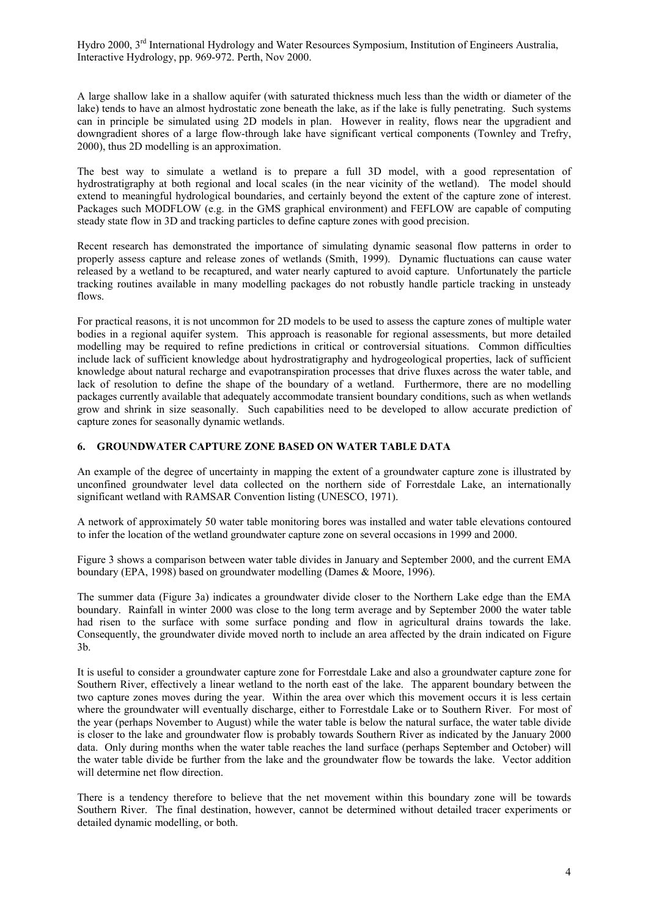A large shallow lake in a shallow aquifer (with saturated thickness much less than the width or diameter of the lake) tends to have an almost hydrostatic zone beneath the lake, as if the lake is fully penetrating. Such systems can in principle be simulated using 2D models in plan. However in reality, flows near the upgradient and downgradient shores of a large flow-through lake have significant vertical components (Townley and Trefry, 2000), thus 2D modelling is an approximation.

The best way to simulate a wetland is to prepare a full 3D model, with a good representation of hydrostratigraphy at both regional and local scales (in the near vicinity of the wetland). The model should extend to meaningful hydrological boundaries, and certainly beyond the extent of the capture zone of interest. Packages such MODFLOW (e.g. in the GMS graphical environment) and FEFLOW are capable of computing steady state flow in 3D and tracking particles to define capture zones with good precision.

Recent research has demonstrated the importance of simulating dynamic seasonal flow patterns in order to properly assess capture and release zones of wetlands (Smith, 1999). Dynamic fluctuations can cause water released by a wetland to be recaptured, and water nearly captured to avoid capture. Unfortunately the particle tracking routines available in many modelling packages do not robustly handle particle tracking in unsteady flows.

For practical reasons, it is not uncommon for 2D models to be used to assess the capture zones of multiple water bodies in a regional aquifer system. This approach is reasonable for regional assessments, but more detailed modelling may be required to refine predictions in critical or controversial situations. Common difficulties include lack of sufficient knowledge about hydrostratigraphy and hydrogeological properties, lack of sufficient knowledge about natural recharge and evapotranspiration processes that drive fluxes across the water table, and lack of resolution to define the shape of the boundary of a wetland. Furthermore, there are no modelling packages currently available that adequately accommodate transient boundary conditions, such as when wetlands grow and shrink in size seasonally. Such capabilities need to be developed to allow accurate prediction of capture zones for seasonally dynamic wetlands.

## 6. GROUNDWATER CAPTURE ZONE BASED ON WATER TABLE DATA

An example of the degree of uncertainty in mapping the extent of a groundwater capture zone is illustrated by unconfined groundwater level data collected on the northern side of Forrestdale Lake, an internationally significant wetland with RAMSAR Convention listing (UNESCO, 1971).

A network of approximately 50 water table monitoring bores was installed and water table elevations contoured to infer the location of the wetland groundwater capture zone on several occasions in 1999 and 2000.

Figure 3 shows a comparison between water table divides in January and September 2000, and the current EMA boundary (EPA, 1998) based on groundwater modelling (Dames & Moore, 1996).

The summer data (Figure 3a) indicates a groundwater divide closer to the Northern Lake edge than the EMA boundary. Rainfall in winter 2000 was close to the long term average and by September 2000 the water table had risen to the surface with some surface ponding and flow in agricultural drains towards the lake. Consequently, the groundwater divide moved north to include an area affected by the drain indicated on Figure 3b.

It is useful to consider a groundwater capture zone for Forrestdale Lake and also a groundwater capture zone for Southern River, effectively a linear wetland to the north east of the lake. The apparent boundary between the two capture zones moves during the year. Within the area over which this movement occurs it is less certain where the groundwater will eventually discharge, either to Forrestdale Lake or to Southern River. For most of the year (perhaps November to August) while the water table is below the natural surface, the water table divide is closer to the lake and groundwater flow is probably towards Southern River as indicated by the January 2000 data. Only during months when the water table reaches the land surface (perhaps September and October) will the water table divide be further from the lake and the groundwater flow be towards the lake. Vector addition will determine net flow direction.

There is a tendency therefore to believe that the net movement within this boundary zone will be towards Southern River. The final destination, however, cannot be determined without detailed tracer experiments or detailed dynamic modelling, or both.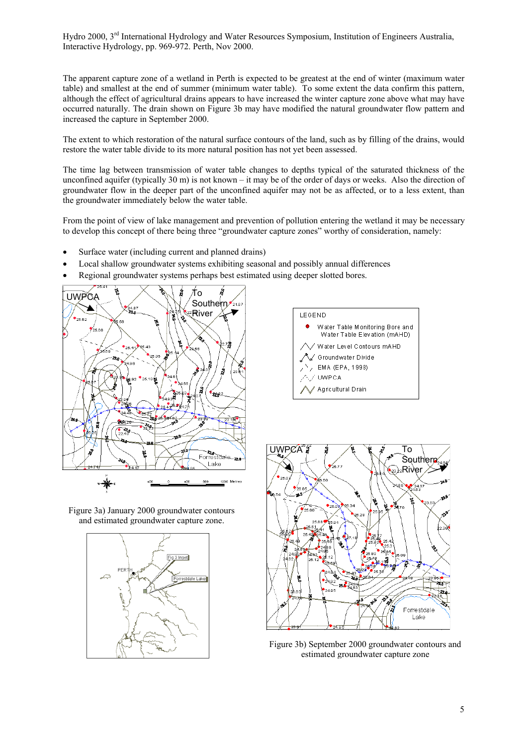The apparent capture zone of a wetland in Perth is expected to be greatest at the end of winter (maximum water table) and smallest at the end of summer (minimum water table). To some extent the data confirm this pattern, although the effect of agricultural drains appears to have increased the winter capture zone above what may have occurred naturally. The drain shown on Figure 3b may have modified the natural groundwater flow pattern and increased the capture in September 2000.

The extent to which restoration of the natural surface contours of the land, such as by filling of the drains, would restore the water table divide to its more natural position has not yet been assessed.

The time lag between transmission of water table changes to depths typical of the saturated thickness of the unconfined aquifer (typically 30 m) is not known – it may be of the order of days or weeks. Also the direction of groundwater flow in the deeper part of the unconfined aquifer may not be as affected, or to a less extent, than the groundwater immediately below the water table.

From the point of view of lake management and prevention of pollution entering the wetland it may be necessary to develop this concept of there being three "groundwater capture zones" worthy of consideration, namely:

- Surface water (including current and planned drains)
- Local shallow groundwater systems exhibiting seasonal and possibly annual differences
- Regional groundwater systems perhaps best estimated using deeper slotted bores.

Figure 3a) January 2000 groundwater contours and estimated groundwater capture zone.

Figure 3b) September 2000 groundwater contours and estimated groundwater capture zone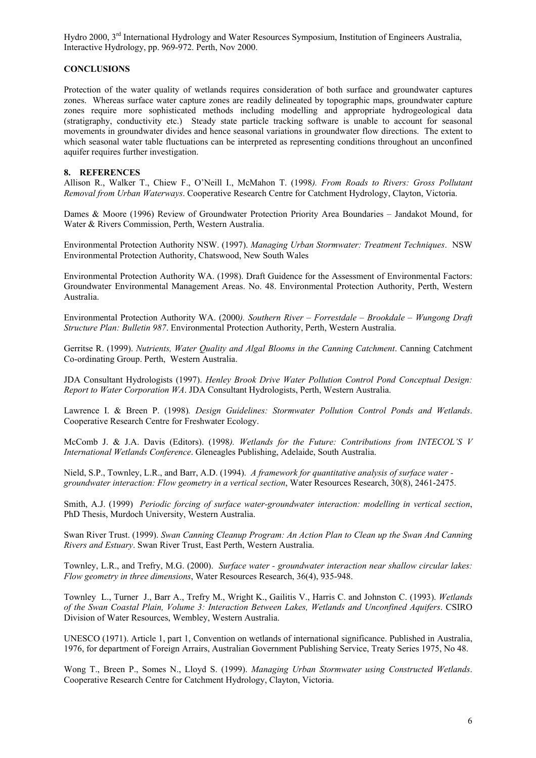Hydro 2000, 3rd International Hydrology and Water Resources Symposium, Institution of Engineers Australia, Interactive Hydrology, pp. 969-972. Perth, Nov 2000.

**CONCLUSIONS**

Protection of the water quality of wetlands requires consideration of both surface and groundwater captures zones. Whereas surface water capture zones are readily delineated by topographic maps, groundwater capture zones require more sophisticated methods including modelling and appropriate hydrogeological data (stratigraphy, conductivity etc.) Steady state particle tracking software is unable to account for seasonal movements in groundwater divides and hence seasonal variations in groundwater flow directions. The extent to which seasonal water table fluctuations can be interpreted as representing conditions throughout an unconfined aquifer requires further investigation.

## 8. REFERENCES

Allison R., Walker T., Chiew F., O'Neill I., McMahon T. (1998*). From Roads to Rivers: Gross Pollutant Removal from Urban Waterways*. Cooperative Research Centre for Catchment Hydrology, Clayton, Victoria.

Dames & Moore (1996) Review of Groundwater Protection Priority Area Boundaries – Jandakot Mound, for Water & Rivers Commission, Perth, Western Australia.

Environmental Protection Authority NSW. (1997). *Managing Urban Stormwater: Treatment Techniques*. NSW Environmental Protection Authority, Chatswood, New South Wales

Environmental Protection Authority WA. (1998). Draft Guidence for the Assessment of Environmental Factors: Groundwater Environmental Management Areas. No. 48. Environmental Protection Authority, Perth, Western Australia.

Environmental Protection Authority WA. (2000*). Southern River – Forrestdale – Brookdale – Wungong Draft Structure Plan: Bulletin 987*. Environmental Protection Authority, Perth, Western Australia.

Gerritse R. (1999). *Nutrients, Water Quality and Algal Blooms in the Canning Catchment*. Canning Catchment Co-ordinating Group. Perth, Western Australia.

JDA Consultant Hydrologists (1997). *Henley Brook Drive Water Pollution Control Pond Conceptual Design: Report to Water Corporation WA*. JDA Consultant Hydrologists, Perth, Western Australia.

Lawrence I. & Breen P. (1998)*. Design Guidelines: Stormwater Pollution Control Ponds and Wetlands*. Cooperative Research Centre for Freshwater Ecology.

McComb J. & J.A. Davis (Editors). (1998*). Wetlands for the Future: Contributions from INTECOL'S V International Wetlands Conference*. Gleneagles Publishing, Adelaide, South Australia.

Nield, S.P., Townley, L.R., and Barr, A.D. (1994). *A framework for quantitative analysis of surface water - groundwater interaction: Flow geometry in a vertical section*, Water Resources Research, 30(8), 2461-2475.

Smith, A.J. (1999) *Periodic forcing of surface water-groundwater interaction: modelling in vertical section*, PhD Thesis, Murdoch University, Western Australia.

Swan River Trust. (1999). *Swan Canning Cleanup Program: An Action Plan to Clean up the Swan And Canning Rivers and Estuary*. Swan River Trust, East Perth, Western Australia.

Townley, L.R., and Trefry, M.G. (2000). *Surface water - groundwater interaction near shallow circular lakes: Flow geometry in three dimensions*, Water Resources Research, 36(4), 935-948.

Townley L., Turner J., Barr A., Trefry M., Wright K., Gailitis V., Harris C. and Johnston C. (1993). *Wetlands of the Swan Coastal Plain, Volume 3: Interaction Between Lakes, Wetlands and Unconfined Aquifers*. CSIRO Division of Water Resources, Wembley, Western Australia.

UNESCO (1971). Article 1, part 1, Convention on wetlands of international significance. Published in Australia, 1976, for department of Foreign Arrairs, Australian Government Publishing Service, Treaty Series 1975, No 48.

Wong T., Breen P., Somes N., Lloyd S. (1999). *Managing Urban Stormwater using Constructed Wetlands*. Cooperative Research Centre for Catchment Hydrology, Clayton, Victoria.